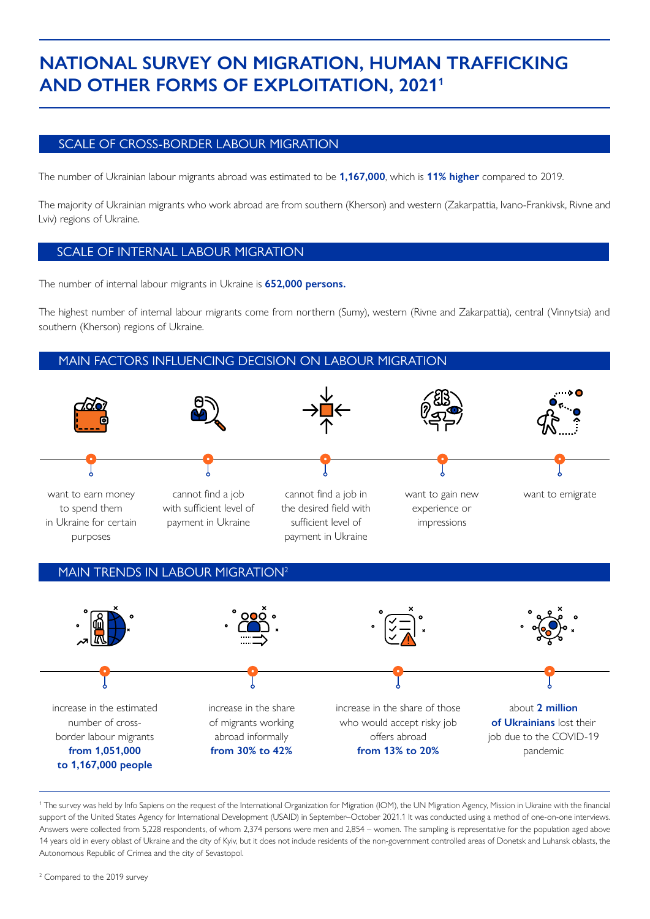# NATIONAL SURVEY ON MIGRATION, HUMAN TRAFFICKING AND OTHER FORMS OF EXPLOITATION, 2021[1]

## SCALE OF CROSS-BORDER LABOUR MIGRATION

The number of Ukrainian labour migrants abroad was estimated to be **1,167,000**, which is **11% higher** compared to 2019.

The majority of Ukrainian migrants who work abroad are from southern (Kherson) and western (Zakarpattia, Ivano-Frankivsk, Rivne and Lviv) regions of Ukraine.

## SCALE OF INTERNAL LABOUR MIGRATION

The number of internal labour migrants in Ukraine is **652,000 persons.**

The highest number of internal labour migrants come from northern (Sumy), western (Rivne and Zakarpattia), central (Vinnytsia) and southern (Kherson) regions of Ukraine.

## MAIN FACTORS INFLUENCING DECISION ON LABOUR MIGRATION

- want to earn money to spend them in Ukraine for certain purposes
- cannot find a job with sufficient level of payment in Ukraine
- cannot find a job in the desired field with sufficient level of payment in Ukraine
- want to gain new experience or impressions
- want to emigrate

## MAIN TRENDS IN LABOUR MIGRATION[2]

- increase in the estimated number of cross-border labour migrants **from 1,051,000 to 1,167,000 people**
- increase in the share of migrants working abroad informally **from 30% to 42%**
- increase in the share of those who would accept risky job offers abroad **from 13% to 20%**
- about **2 million of Ukrainians** lost their job due to the COVID-19 pandemic

---

[1] The survey was held by Info Sapiens on the request of the International Organization for Migration (IOM), the UN Migration Agency, Mission in Ukraine with the financial support of the United States Agency for International Development (USAID) in September–October 2021.1 It was conducted using a method of one-on-one interviews. Answers were collected from 5,228 respondents, of whom 2,374 persons were men and 2,854 – women. The sampling is representative for the population aged above 14 years old in every oblast of Ukraine and the city of Kyiv, but it does not include residents of the non-government controlled areas of Donetsk and Luhansk oblasts, the Autonomous Republic of Crimea and the city of Sevastopol.

[2] Compared to the 2019 survey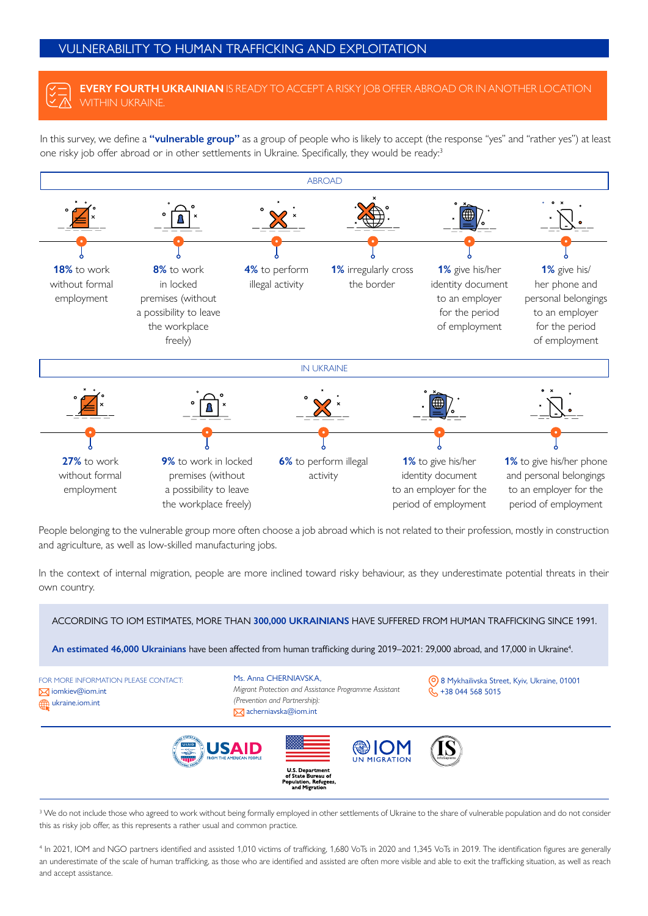## VULNERABILITY TO HUMAN TRAFFICKING AND EXPLOITATION

**EVERY FOURTH UKRAINIAN** IS READY TO ACCEPT A RISKY JOB OFFER ABROAD OR IN ANOTHER LOCATION WITHIN UKRAINE.

In this survey, we define a **"vulnerable group"** as a group of people who is likely to accept (the response "yes" and "rather yes") at least one risky job offer abroad or in other settlements in Ukraine. Specifically, they would be ready:[3]

### ABROAD

- **18%** to work without formal employment
- **8%** to work in locked premises (without a possibility to leave the workplace freely)
- **4%** to perform illegal activity
- **1%** irregularly cross the border
- **1%** give his/her identity document to an employer for the period of employment
- **1%** give his/her phone and personal belongings to an employer for the period of employment

### IN UKRAINE

- **27%** to work without formal employment
- **9%** to work in locked premises (without a possibility to leave the workplace freely)
- **6%** to perform illegal activity
- **1%** to give his/her identity document to an employer for the period of employment
- **1%** to give his/her phone and personal belongings to an employer for the period of employment

People belonging to the vulnerable group more often choose a job abroad which is not related to their profession, mostly in construction and agriculture, as well as low-skilled manufacturing jobs.

In the context of internal migration, people are more inclined toward risky behaviour, as they underestimate potential threats in their own country.

ACCORDING TO IOM ESTIMATES, MORE THAN **300,000 UKRAINIANS** HAVE SUFFERED FROM HUMAN TRAFFICKING SINCE 1991.

**An estimated 46,000 Ukrainians** have been affected from human trafficking during 2019–2021: 29,000 abroad, and 17,000 in Ukraine[4].

FOR MORE INFORMATION PLEASE CONTACT:
iomkiev@iom.int
ukraine.iom.int

Ms. Anna CHERNIAVSKA,
*Migrant Protection and Assistance Programme Assistant (Prevention and Partnership):*
acherniavska@iom.int

8 Mykhailivska Street, Kyiv, Ukraine, 01001
+38 044 568 5015

USAID FROM THE AMERICAN PEOPLE
U.S. Department of State Bureau of Population, Refugees, and Migration
IOM UN MIGRATION
InfoSapiens

[3] We do not include those who agreed to work without being formally employed in other settlements of Ukraine to the share of vulnerable population and do not consider this as risky job offer, as this represents a rather usual and common practice.

[4] In 2021, IOM and NGO partners identified and assisted 1,010 victims of trafficking, 1,680 VoTs in 2020 and 1,345 VoTs in 2019. The identification figures are generally an underestimate of the scale of human trafficking, as those who are identified and assisted are often more visible and able to exit the trafficking situation, as well as reach and accept assistance.